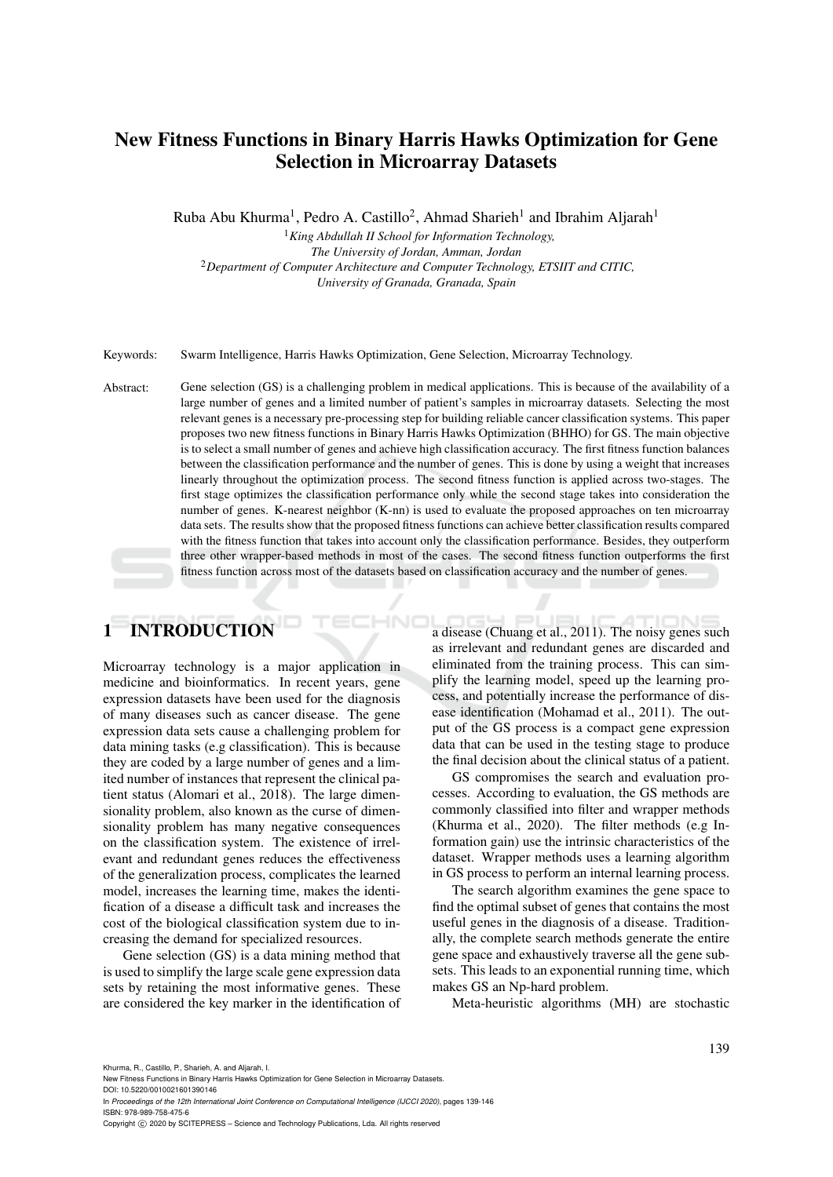# New Fitness Functions in Binary Harris Hawks Optimization for Gene Selection in Microarray Datasets

Ruba Abu Khurma[1], Pedro A. Castillo[2], Ahmad Sharieh[1] and Ibrahim Aljarah[1]

[1]*King Abdullah II School for Information Technology, The University of Jordan, Amman, Jordan*

[2]*Department of Computer Architecture and Computer Technology, ETSIIT and CITIC, University of Granada, Granada, Spain*

Keywords: Swarm Intelligence, Harris Hawks Optimization, Gene Selection, Microarray Technology.

Abstract: Gene selection (GS) is a challenging problem in medical applications. This is because of the availability of a large number of genes and a limited number of patient's samples in microarray datasets. Selecting the most relevant genes is a necessary pre-processing step for building reliable cancer classification systems. This paper proposes two new fitness functions in Binary Harris Hawks Optimization (BHHO) for GS. The main objective is to select a small number of genes and achieve high classification accuracy. The first fitness function balances between the classification performance and the number of genes. This is done by using a weight that increases linearly throughout the optimization process. The second fitness function is applied across two-stages. The first stage optimizes the classification performance only while the second stage takes into consideration the number of genes. K-nearest neighbor (K-nn) is used to evaluate the proposed approaches on ten microarray data sets. The results show that the proposed fitness functions can achieve better classification results compared with the fitness function that takes into account only the classification performance. Besides, they outperform three other wrapper-based methods in most of the cases. The second fitness function outperforms the first fitness function across most of the datasets based on classification accuracy and the number of genes.

## 1 INTRODUCTION

Microarray technology is a major application in medicine and bioinformatics. In recent years, gene expression datasets have been used for the diagnosis of many diseases such as cancer disease. The gene expression data sets cause a challenging problem for data mining tasks (e.g classification). This is because they are coded by a large number of genes and a limited number of instances that represent the clinical patient status (Alomari et al., 2018). The large dimensionality problem, also known as the curse of dimensionality problem has many negative consequences on the classification system. The existence of irrelevant and redundant genes reduces the effectiveness of the generalization process, complicates the learned model, increases the learning time, makes the identification of a disease a difficult task and increases the cost of the biological classification system due to increasing the demand for specialized resources.

Gene selection (GS) is a data mining method that is used to simplify the large scale gene expression data sets by retaining the most informative genes. These are considered the key marker in the identification of a disease (Chuang et al., 2011). The noisy genes such as irrelevant and redundant genes are discarded and eliminated from the training process. This can simplify the learning model, speed up the learning process, and potentially increase the performance of disease identification (Mohamad et al., 2011). The output of the GS process is a compact gene expression data that can be used in the testing stage to produce the final decision about the clinical status of a patient.

GS compromises the search and evaluation processes. According to evaluation, the GS methods are commonly classified into filter and wrapper methods (Khurma et al., 2020). The filter methods (e.g Information gain) use the intrinsic characteristics of the dataset. Wrapper methods uses a learning algorithm in GS process to perform an internal learning process.

The search algorithm examines the gene space to find the optimal subset of genes that contains the most useful genes in the diagnosis of a disease. Traditionally, the complete search methods generate the entire gene space and exhaustively traverse all the gene subsets. This leads to an exponential running time, which makes GS an Np-hard problem.

Meta-heuristic algorithms (MH) are stochastic

Khurma, R., Castillo, P., Sharieh, A. and Aljarah, I.
New Fitness Functions in Binary Harris Hawks Optimization for Gene Selection in Microarray Datasets.
DOI: 10.5220/0010021601390146
In *Proceedings of the 12th International Joint Conference on Computational Intelligence (IJCCI 2020)*, pages 139-146
ISBN: 978-989-758-475-6
Copyright © 2020 by SCITEPRESS – Science and Technology Publications, Lda. All rights reserved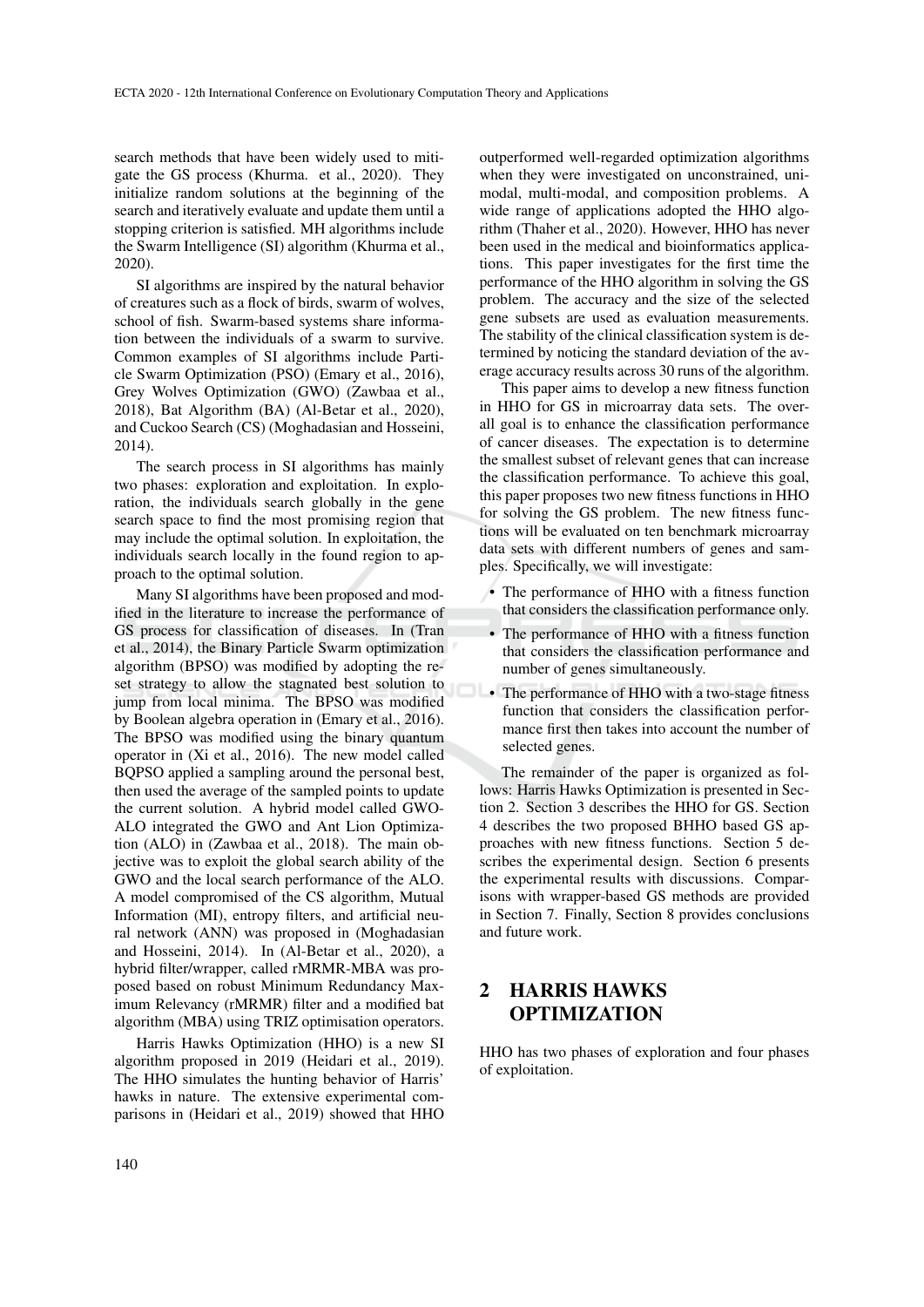search methods that have been widely used to mitigate the GS process (Khurma. et al., 2020). They initialize random solutions at the beginning of the search and iteratively evaluate and update them until a stopping criterion is satisfied. MH algorithms include the Swarm Intelligence (SI) algorithm (Khurma et al., 2020).

SI algorithms are inspired by the natural behavior of creatures such as a flock of birds, swarm of wolves, school of fish. Swarm-based systems share information between the individuals of a swarm to survive. Common examples of SI algorithms include Particle Swarm Optimization (PSO) (Emary et al., 2016), Grey Wolves Optimization (GWO) (Zawbaa et al., 2018), Bat Algorithm (BA) (Al-Betar et al., 2020), and Cuckoo Search (CS) (Moghadasian and Hosseini, 2014).

The search process in SI algorithms has mainly two phases: exploration and exploitation. In exploration, the individuals search globally in the gene search space to find the most promising region that may include the optimal solution. In exploitation, the individuals search locally in the found region to approach to the optimal solution.

Many SI algorithms have been proposed and modified in the literature to increase the performance of GS process for classification of diseases. In (Tran et al., 2014), the Binary Particle Swarm optimization algorithm (BPSO) was modified by adopting the reset strategy to allow the stagnated best solution to jump from local minima. The BPSO was modified by Boolean algebra operation in (Emary et al., 2016). The BPSO was modified using the binary quantum operator in (Xi et al., 2016). The new model called BQPSO applied a sampling around the personal best, then used the average of the sampled points to update the current solution. A hybrid model called GWO-ALO integrated the GWO and Ant Lion Optimization (ALO) in (Zawbaa et al., 2018). The main objective was to exploit the global search ability of the GWO and the local search performance of the ALO. A model compromised of the CS algorithm, Mutual Information (MI), entropy filters, and artificial neural network (ANN) was proposed in (Moghadasian and Hosseini, 2014). In (Al-Betar et al., 2020), a hybrid filter/wrapper, called rMRMR-MBA was proposed based on robust Minimum Redundancy Maximum Relevancy (rMRMR) filter and a modified bat algorithm (MBA) using TRIZ optimisation operators.

Harris Hawks Optimization (HHO) is a new SI algorithm proposed in 2019 (Heidari et al., 2019). The HHO simulates the hunting behavior of Harris' hawks in nature. The extensive experimental comparisons in (Heidari et al., 2019) showed that HHO outperformed well-regarded optimization algorithms when they were investigated on unconstrained, unimodal, multi-modal, and composition problems. A wide range of applications adopted the HHO algorithm (Thaher et al., 2020). However, HHO has never been used in the medical and bioinformatics applications. This paper investigates for the first time the performance of the HHO algorithm in solving the GS problem. The accuracy and the size of the selected gene subsets are used as evaluation measurements. The stability of the clinical classification system is determined by noticing the standard deviation of the average accuracy results across 30 runs of the algorithm.

This paper aims to develop a new fitness function in HHO for GS in microarray data sets. The overall goal is to enhance the classification performance of cancer diseases. The expectation is to determine the smallest subset of relevant genes that can increase the classification performance. To achieve this goal, this paper proposes two new fitness functions in HHO for solving the GS problem. The new fitness functions will be evaluated on ten benchmark microarray data sets with different numbers of genes and samples. Specifically, we will investigate:

- The performance of HHO with a fitness function that considers the classification performance only.
- The performance of HHO with a fitness function that considers the classification performance and number of genes simultaneously.
- The performance of HHO with a two-stage fitness function that considers the classification performance first then takes into account the number of selected genes.

The remainder of the paper is organized as follows: Harris Hawks Optimization is presented in Section 2. Section 3 describes the HHO for GS. Section 4 describes the two proposed BHHO based GS approaches with new fitness functions. Section 5 describes the experimental design. Section 6 presents the experimental results with discussions. Comparisons with wrapper-based GS methods are provided in Section 7. Finally, Section 8 provides conclusions and future work.

## 2 HARRIS HAWKS OPTIMIZATION

HHO has two phases of exploration and four phases of exploitation.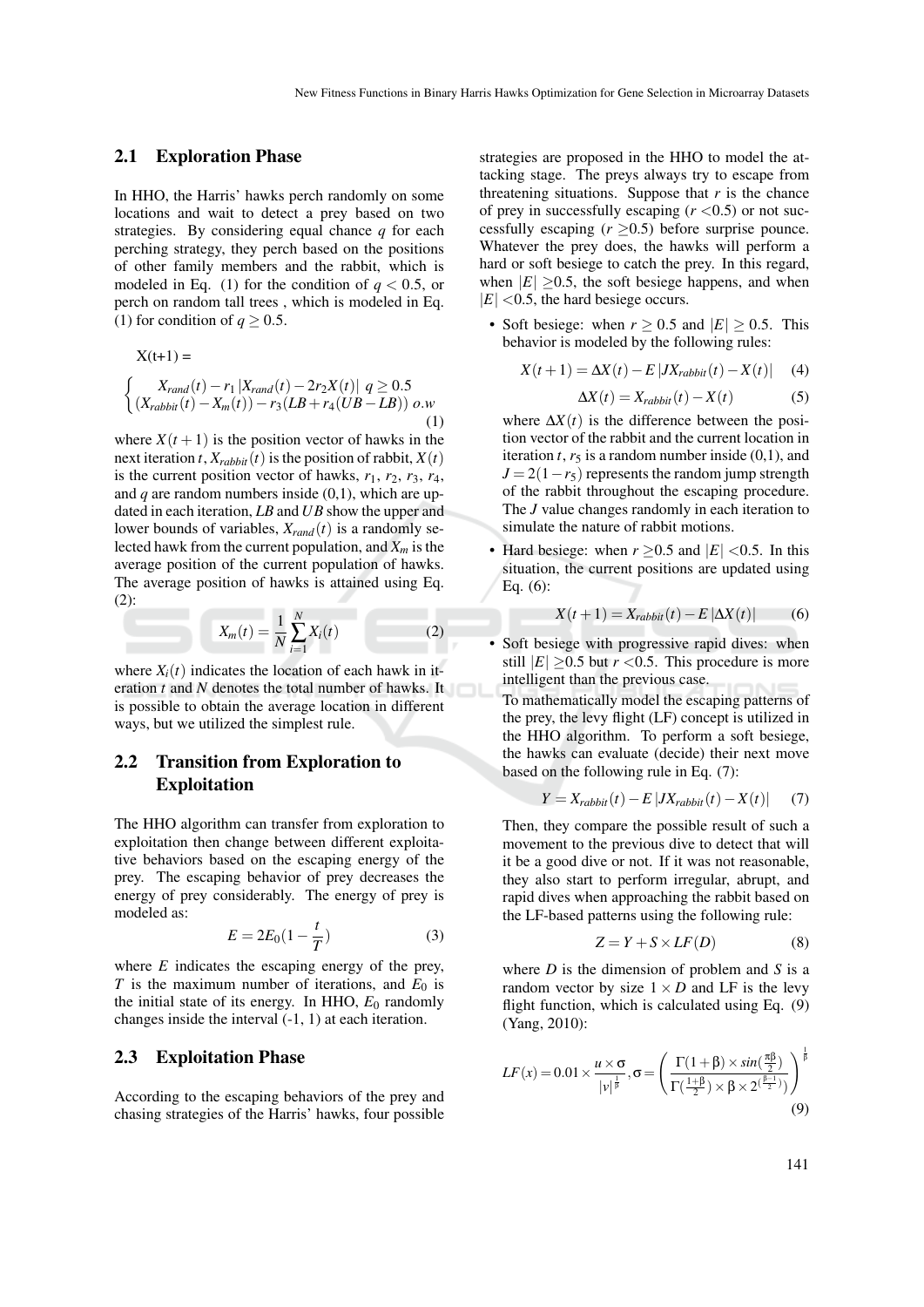## 2.1 Exploration Phase

In HHO, the Harris' hawks perch randomly on some locations and wait to detect a prey based on two strategies. By considering equal chance $q$ for each perching strategy, they perch based on the positions of other family members and the rabbit, which is modeled in Eq. (1) for the condition of $q < 0.5$, or perch on random tall trees , which is modeled in Eq. (1) for condition of $q \geq 0.5$.

$$X(t+1) = \begin{cases} X_{rand}(t) - r_1 \left| X_{rand}(t) - 2r_2 X(t) \right| & q \geq 0.5 \\ (X_{rabbit}(t) - X_m(t)) - r_3(LB + r_4(UB - LB)) & o.w \end{cases} \quad (1)$$

where $X(t+1)$ is the position vector of hawks in the next iteration $t$, $X_{rabbit}(t)$ is the position of rabbit, $X(t)$ is the current position vector of hawks, $r_1$, $r_2$, $r_3$, $r_4$, and $q$ are random numbers inside (0,1), which are updated in each iteration, $LB$ and $UB$ show the upper and lower bounds of variables, $X_{rand}(t)$ is a randomly selected hawk from the current population, and $X_m$ is the average position of the current population of hawks. The average position of hawks is attained using Eq. (2):

$$X_m(t) = \frac{1}{N} \sum_{i=1}^{N} X_i(t) \quad (2)$$

where $X_i(t)$ indicates the location of each hawk in iteration $t$ and $N$ denotes the total number of hawks. It is possible to obtain the average location in different ways, but we utilized the simplest rule.

## 2.2 Transition from Exploration to Exploitation

The HHO algorithm can transfer from exploration to exploitation then change between different exploitative behaviors based on the escaping energy of the prey. The escaping behavior of prey decreases the energy of prey considerably. The energy of prey is modeled as:

$$E = 2E_0\left(1 - \frac{t}{T}\right) \quad (3)$$

where $E$ indicates the escaping energy of the prey, $T$ is the maximum number of iterations, and $E_0$ is the initial state of its energy. In HHO, $E_0$ randomly changes inside the interval (-1, 1) at each iteration.

## 2.3 Exploitation Phase

According to the escaping behaviors of the prey and chasing strategies of the Harris' hawks, four possible strategies are proposed in the HHO to model the attacking stage. The preys always try to escape from threatening situations. Suppose that $r$ is the chance of prey in successfully escaping ($r < 0.5$) or not successfully escaping ($r \geq 0.5$) before surprise pounce. Whatever the prey does, the hawks will perform a hard or soft besiege to catch the prey. In this regard, when $|E| \geq 0.5$, the soft besiege happens, and when $|E| < 0.5$, the hard besiege occurs.

- Soft besiege: when $r \geq 0.5$ and $|E| \geq 0.5$. This behavior is modeled by the following rules:

$$X(t+1) = \Delta X(t) - E \left| J X_{rabbit}(t) - X(t) \right| \quad (4)$$

$$\Delta X(t) = X_{rabbit}(t) - X(t) \quad (5)$$

  where $\Delta X(t)$ is the difference between the position vector of the rabbit and the current location in iteration $t$, $r_5$ is a random number inside (0,1), and $J = 2(1 - r_5)$ represents the random jump strength of the rabbit throughout the escaping procedure. The $J$ value changes randomly in each iteration to simulate the nature of rabbit motions.

- Hard besiege: when $r \geq 0.5$ and $|E| < 0.5$. In this situation, the current positions are updated using Eq. (6):

$$X(t+1) = X_{rabbit}(t) - E \left| \Delta X(t) \right| \quad (6)$$

- Soft besiege with progressive rapid dives: when still $|E| \geq 0.5$ but $r < 0.5$. This procedure is more intelligent than the previous case.

  To mathematically model the escaping patterns of the prey, the levy flight (LF) concept is utilized in the HHO algorithm. To perform a soft besiege, the hawks can evaluate (decide) their next move based on the following rule in Eq. (7):

$$Y = X_{rabbit}(t) - E \left| J X_{rabbit}(t) - X(t) \right| \quad (7)$$

  Then, they compare the possible result of such a movement to the previous dive to detect that will it be a good dive or not. If it was not reasonable, they also start to perform irregular, abrupt, and rapid dives when approaching the rabbit based on the LF-based patterns using the following rule:

$$Z = Y + S \times LF(D) \quad (8)$$

  where $D$ is the dimension of problem and $S$ is a random vector by size $1 \times D$ and LF is the levy flight function, which is calculated using Eq. (9) (Yang, 2010):

$$LF(x) = 0.01 \times \frac{u \times \sigma}{|v|^{\frac{1}{\beta}}}, \sigma = \left( \frac{\Gamma(1+\beta) \times \sin(\frac{\pi\beta}{2})}{\Gamma(\frac{1+\beta}{2}) \times \beta \times 2^{(\frac{\beta-1}{2})}} \right)^{\frac{1}{\beta}} \quad (9)$$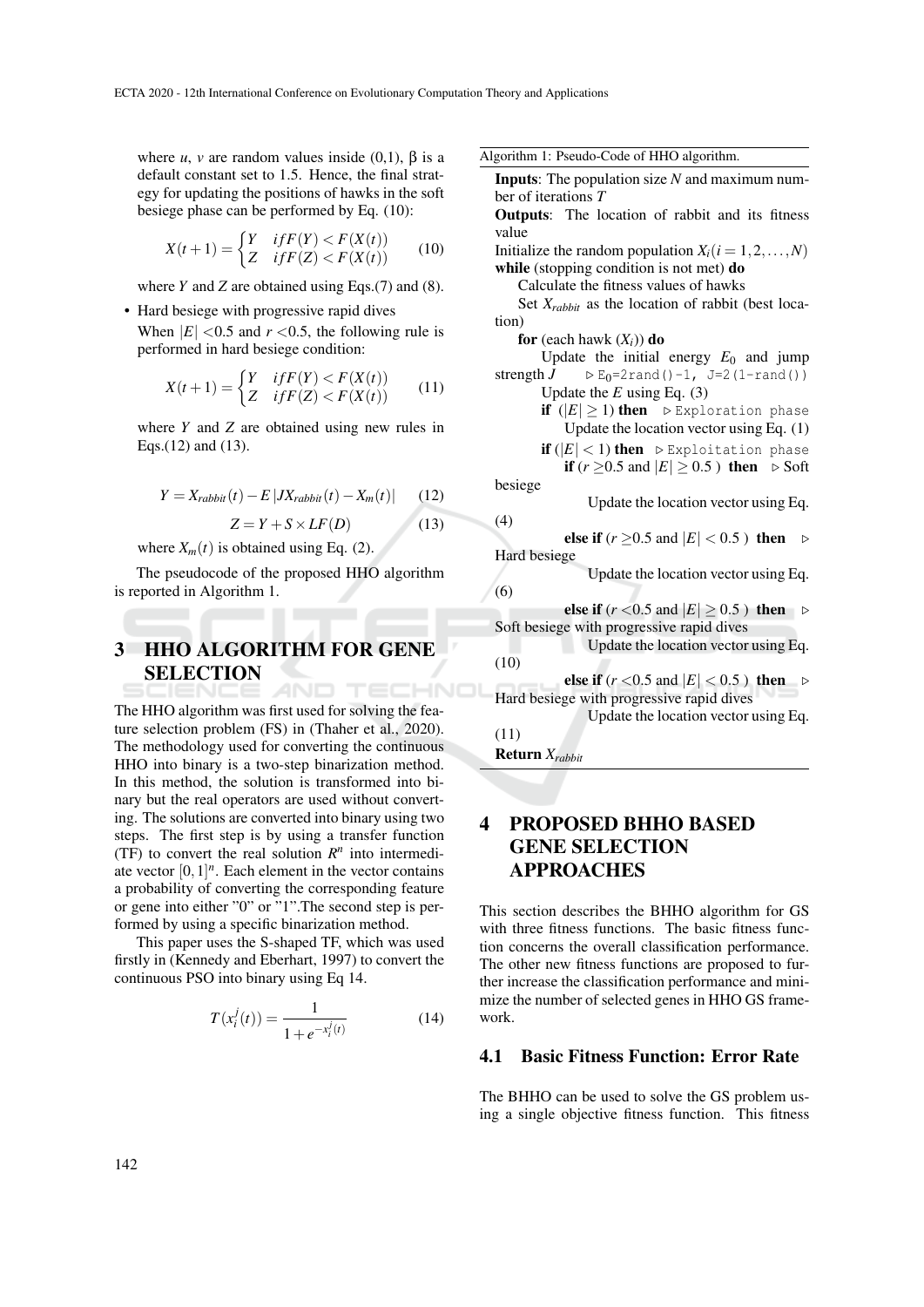where $u$, $v$ are random values inside (0,1), β is a default constant set to 1.5. Hence, the final strategy for updating the positions of hawks in the soft besiege phase can be performed by Eq. (10):

$$X(t+1) = \begin{cases} Y & if F(Y) < F(X(t)) \\ Z & if F(Z) < F(X(t)) \end{cases} \quad (10)$$

where $Y$ and $Z$ are obtained using Eqs.(7) and (8).

- Hard besiege with progressive rapid dives
  When $|E| < 0.5$ and $r < 0.5$, the following rule is performed in hard besiege condition:

$$X(t+1) = \begin{cases} Y & if F(Y) < F(X(t)) \\ Z & if F(Z) < F(X(t)) \end{cases} \quad (11)$$

where $Y$ and $Z$ are obtained using new rules in Eqs.(12) and (13).

$$Y = X_{rabbit}(t) - E\,|JX_{rabbit}(t) - X_m(t)| \quad (12)$$

$$Z = Y + S \times LF(D) \quad (13)$$

where $X_m(t)$ is obtained using Eq. (2).

The pseudocode of the proposed HHO algorithm is reported in Algorithm 1.

Algorithm 1: Pseudo-Code of HHO algorithm.

**Inputs**: The population size $N$ and maximum number of iterations $T$
**Outputs**: The location of rabbit and its fitness value
Initialize the random population $X_i (i = 1, 2, \ldots, N)$
**while** (stopping condition is not met) **do**
  Calculate the fitness values of hawks
  Set $X_{rabbit}$ as the location of rabbit (best location)
  **for** (each hawk ($X_i$)) **do**
    Update the initial energy $E_0$ and jump strength $J$ ▷ `E0=2rand()-1, J=2(1-rand())`
    Update the $E$ using Eq. (3)
    **if** ($|E| \geq 1$) **then** ▷ `Exploration phase`
      Update the location vector using Eq. (1)
    **if** ($|E| < 1$) **then** ▷ `Exploitation phase`
      **if** ($r \geq 0.5$ and $|E| \geq 0.5$ ) **then** ▷ Soft besiege
        Update the location vector using Eq. (4)
      **else if** ($r \geq 0.5$ and $|E| < 0.5$ ) **then** ▷ Hard besiege
        Update the location vector using Eq. (6)
      **else if** ($r < 0.5$ and $|E| \geq 0.5$ ) **then** ▷ Soft besiege with progressive rapid dives
        Update the location vector using Eq. (10)
      **else if** ($r < 0.5$ and $|E| < 0.5$ ) **then** ▷ Hard besiege with progressive rapid dives
        Update the location vector using Eq. (11)
**Return** $X_{rabbit}$

## 3 HHO ALGORITHM FOR GENE SELECTION

The HHO algorithm was first used for solving the feature selection problem (FS) in (Thaher et al., 2020). The methodology used for converting the continuous HHO into binary is a two-step binarization method. In this method, the solution is transformed into binary but the real operators are used without converting. The solutions are converted into binary using two steps. The first step is by using a transfer function (TF) to convert the real solution $R^n$ into intermediate vector $[0,1]^n$. Each element in the vector contains a probability of converting the corresponding feature or gene into either "0" or "1".The second step is performed by using a specific binarization method.

This paper uses the S-shaped TF, which was used firstly in (Kennedy and Eberhart, 1997) to convert the continuous PSO into binary using Eq 14.

$$T(x_i^j(t)) = \frac{1}{1 + e^{-x_i^j(t)}} \quad (14)$$

## 4 PROPOSED BHHO BASED GENE SELECTION APPROACHES

This section describes the BHHO algorithm for GS with three fitness functions. The basic fitness function concerns the overall classification performance. The other new fitness functions are proposed to further increase the classification performance and minimize the number of selected genes in HHO GS framework.

### 4.1 Basic Fitness Function: Error Rate

The BHHO can be used to solve the GS problem using a single objective fitness function. This fitness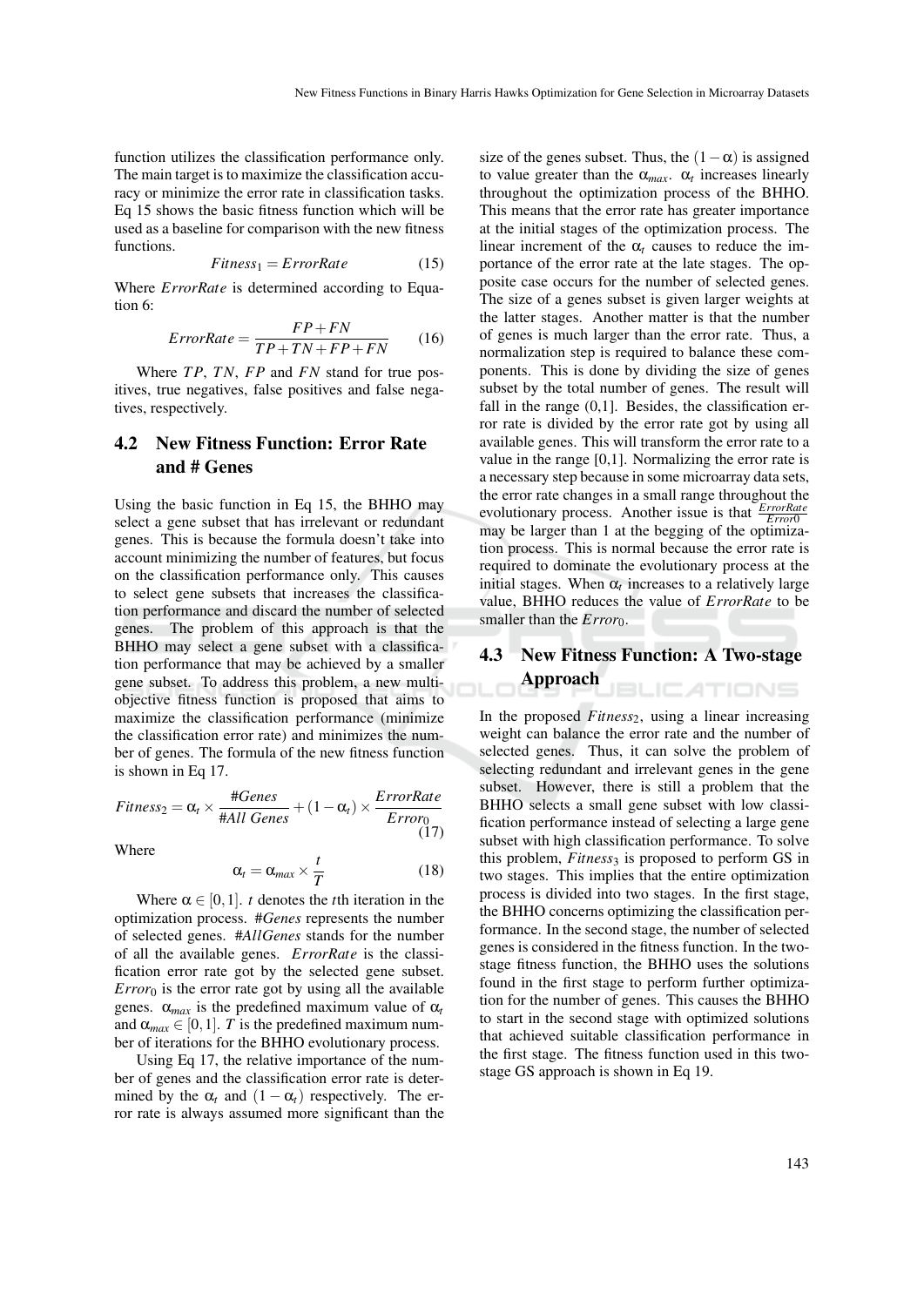function utilizes the classification performance only. The main target is to maximize the classification accuracy or minimize the error rate in classification tasks. Eq 15 shows the basic fitness function which will be used as a baseline for comparison with the new fitness functions.

$$Fitness_1 = ErrorRate \tag{15}$$

Where *ErrorRate* is determined according to Equation 6:

$$ErrorRate = \frac{FP + FN}{TP + TN + FP + FN} \tag{16}$$

Where $TP$, $TN$, $FP$ and $FN$ stand for true positives, true negatives, false positives and false negatives, respectively.

## 4.2 New Fitness Function: Error Rate and # Genes

Using the basic function in Eq 15, the BHHO may select a gene subset that has irrelevant or redundant genes. This is because the formula doesn't take into account minimizing the number of features, but focus on the classification performance only. This causes to select gene subsets that increases the classification performance and discard the number of selected genes. The problem of this approach is that the BHHO may select a gene subset with a classification performance that may be achieved by a smaller gene subset. To address this problem, a new multi-objective fitness function is proposed that aims to maximize the classification performance (minimize the classification error rate) and minimizes the number of genes. The formula of the new fitness function is shown in Eq 17.

$$Fitness_2 = \alpha_t \times \frac{\#Genes}{\#All\ Genes} + (1 - \alpha_t) \times \frac{ErrorRate}{Error_0} \tag{17}$$

Where

$$\alpha_t = \alpha_{max} \times \frac{t}{T} \tag{18}$$

Where $\alpha \in [0,1]$. $t$ denotes the $t$th iteration in the optimization process. *#Genes* represents the number of selected genes. *#AllGenes* stands for the number of all the available genes. *ErrorRate* is the classification error rate got by the selected gene subset. $Error_0$ is the error rate got by using all the available genes. $\alpha_{max}$ is the predefined maximum value of $\alpha_t$ and $\alpha_{max} \in [0,1]$. $T$ is the predefined maximum number of iterations for the BHHO evolutionary process.

Using Eq 17, the relative importance of the number of genes and the classification error rate is determined by the $\alpha_t$ and $(1 - \alpha_t)$ respectively. The error rate is always assumed more significant than the size of the genes subset. Thus, the $(1 - \alpha)$ is assigned to value greater than the $\alpha_{max}$. $\alpha_t$ increases linearly throughout the optimization process of the BHHO. This means that the error rate has greater importance at the initial stages of the optimization process. The linear increment of the $\alpha_t$ causes to reduce the importance of the error rate at the late stages. The opposite case occurs for the number of selected genes. The size of a genes subset is given larger weights at the latter stages. Another matter is that the number of genes is much larger than the error rate. Thus, a normalization step is required to balance these components. This is done by dividing the size of genes subset by the total number of genes. The result will fall in the range (0,1]. Besides, the classification error rate is divided by the error rate got by using all available genes. This will transform the error rate to a value in the range [0,1]. Normalizing the error rate is a necessary step because in some microarray data sets, the error rate changes in a small range throughout the evolutionary process. Another issue is that $\frac{ErrorRate}{Error0}$ may be larger than 1 at the begging of the optimization process. This is normal because the error rate is required to dominate the evolutionary process at the initial stages. When $\alpha_t$ increases to a relatively large value, BHHO reduces the value of *ErrorRate* to be smaller than the $Error_0$.

## 4.3 New Fitness Function: A Two-stage Approach

In the proposed $Fitness_2$, using a linear increasing weight can balance the error rate and the number of selected genes. Thus, it can solve the problem of selecting redundant and irrelevant genes in the gene subset. However, there is still a problem that the BHHO selects a small gene subset with low classification performance instead of selecting a large gene subset with high classification performance. To solve this problem, $Fitness_3$ is proposed to perform GS in two stages. This implies that the entire optimization process is divided into two stages. In the first stage, the BHHO concerns optimizing the classification performance. In the second stage, the number of selected genes is considered in the fitness function. In the two-stage fitness function, the BHHO uses the solutions found in the first stage to perform further optimization for the number of genes. This causes the BHHO to start in the second stage with optimized solutions that achieved suitable classification performance in the first stage. The fitness function used in this two-stage GS approach is shown in Eq 19.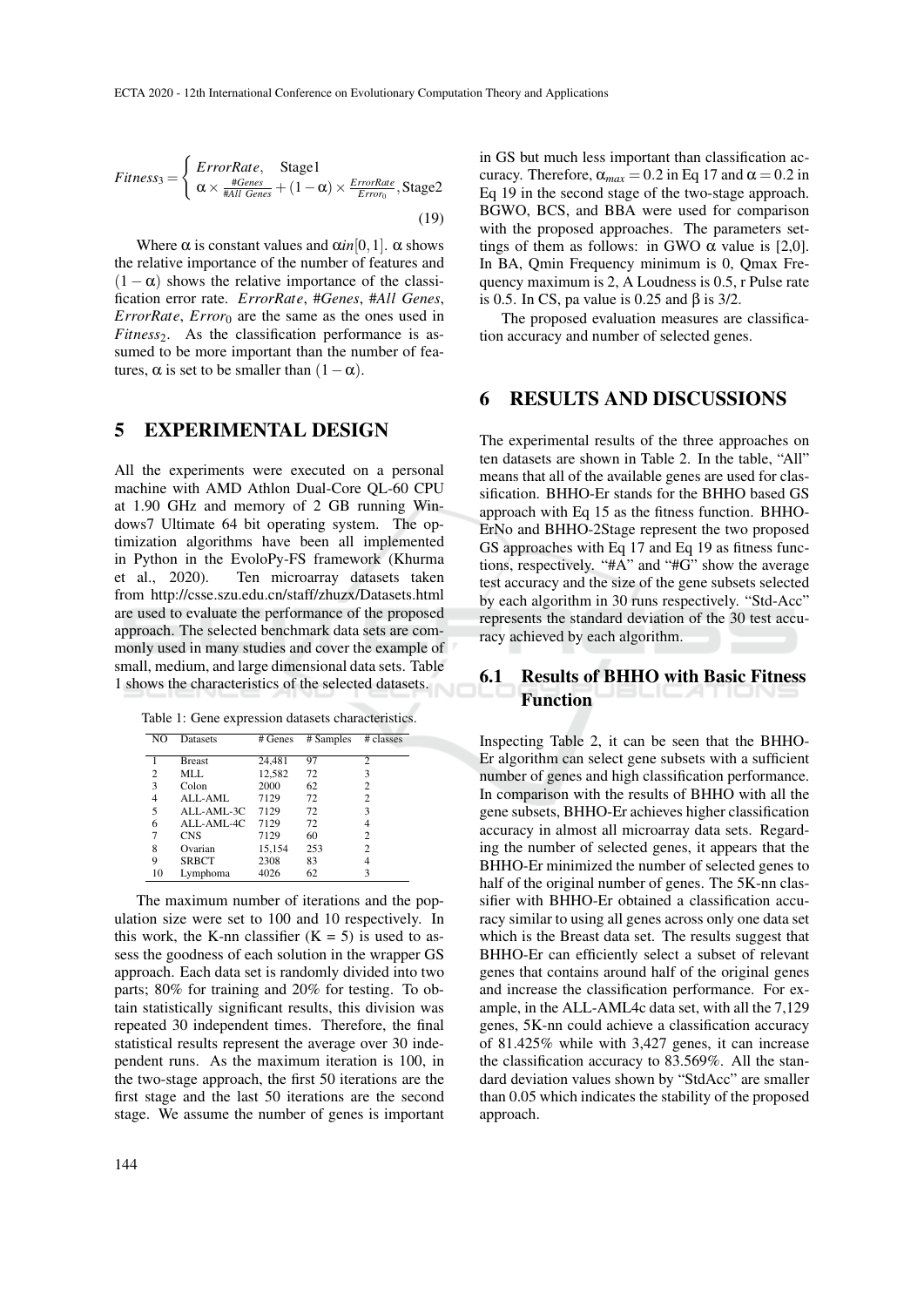$$Fitness_3 = \begin{cases} ErrorRate, & \text{Stage1} \\ \alpha \times \frac{\#Genes}{\#All\ Genes} + (1-\alpha) \times \frac{ErrorRate}{Error_0}, & \text{Stage2} \end{cases} \tag{19}$$

Where $\alpha$ is constant values and $\alpha in[0,1]$. $\alpha$ shows the relative importance of the number of features and $(1-\alpha)$ shows the relative importance of the classification error rate. *ErrorRate*, *#Genes*, *#All Genes*, *ErrorRate*, $Error_0$ are the same as the ones used in $Fitness_2$. As the classification performance is assumed to be more important than the number of features, $\alpha$ is set to be smaller than $(1-\alpha)$.

## 5 EXPERIMENTAL DESIGN

All the experiments were executed on a personal machine with AMD Athlon Dual-Core QL-60 CPU at 1.90 GHz and memory of 2 GB running Windows7 Ultimate 64 bit operating system. The optimization algorithms have been all implemented in Python in the EvoloPy-FS framework (Khurma et al., 2020). Ten microarray datasets taken from http://csse.szu.edu.cn/staff/zhuzx/Datasets.html are used to evaluate the performance of the proposed approach. The selected benchmark data sets are commonly used in many studies and cover the example of small, medium, and large dimensional data sets. Table 1 shows the characteristics of the selected datasets.

Table 1: Gene expression datasets characteristics.

| NO | Datasets | # Genes | # Samples | # classes |
|---|---|---|---|---|
| 1 | Breast | 24,481 | 97 | 2 |
| 2 | MLL | 12,582 | 72 | 3 |
| 3 | Colon | 2000 | 62 | 2 |
| 4 | ALL-AML | 7129 | 72 | 2 |
| 5 | ALL-AML-3C | 7129 | 72 | 3 |
| 6 | ALL-AML-4C | 7129 | 72 | 4 |
| 7 | CNS | 7129 | 60 | 2 |
| 8 | Ovarian | 15,154 | 253 | 2 |
| 9 | SRBCT | 2308 | 83 | 4 |
| 10 | Lymphoma | 4026 | 62 | 3 |

The maximum number of iterations and the population size were set to 100 and 10 respectively. In this work, the K-nn classifier (K = 5) is used to assess the goodness of each solution in the wrapper GS approach. Each data set is randomly divided into two parts; 80% for training and 20% for testing. To obtain statistically significant results, this division was repeated 30 independent times. Therefore, the final statistical results represent the average over 30 independent runs. As the maximum iteration is 100, in the two-stage approach, the first 50 iterations are the first stage and the last 50 iterations are the second stage. We assume the number of genes is important in GS but much less important than classification accuracy. Therefore, $\alpha_{max} = 0.2$ in Eq 17 and $\alpha = 0.2$ in Eq 19 in the second stage of the two-stage approach. BGWO, BCS, and BBA were used for comparison with the proposed approaches. The parameters settings of them as follows: in GWO $\alpha$ value is [2,0]. In BA, Qmin Frequency minimum is 0, Qmax Frequency maximum is 2, A Loudness is 0.5, r Pulse rate is 0.5. In CS, pa value is 0.25 and $\beta$ is 3/2.

The proposed evaluation measures are classification accuracy and number of selected genes.

## 6 RESULTS AND DISCUSSIONS

The experimental results of the three approaches on ten datasets are shown in Table 2. In the table, "All" means that all of the available genes are used for classification. BHHO-Er stands for the BHHO based GS approach with Eq 15 as the fitness function. BHHO-ErNo and BHHO-2Stage represent the two proposed GS approaches with Eq 17 and Eq 19 as fitness functions, respectively. "#A" and "#G" show the average test accuracy and the size of the gene subsets selected by each algorithm in 30 runs respectively. "Std-Acc" represents the standard deviation of the 30 test accuracy achieved by each algorithm.

### 6.1 Results of BHHO with Basic Fitness Function

Inspecting Table 2, it can be seen that the BHHO-Er algorithm can select gene subsets with a sufficient number of genes and high classification performance. In comparison with the results of BHHO with all the gene subsets, BHHO-Er achieves higher classification accuracy in almost all microarray data sets. Regarding the number of selected genes, it appears that the BHHO-Er minimized the number of selected genes to half of the original number of genes. The 5K-nn classifier with BHHO-Er obtained a classification accuracy similar to using all genes across only one data set which is the Breast data set. The results suggest that BHHO-Er can efficiently select a subset of relevant genes that contains around half of the original genes and increase the classification performance. For example, in the ALL-AML4c data set, with all the 7,129 genes, 5K-nn could achieve a classification accuracy of 81.425% while with 3,427 genes, it can increase the classification accuracy to 83.569%. All the standard deviation values shown by "StdAcc" are smaller than 0.05 which indicates the stability of the proposed approach.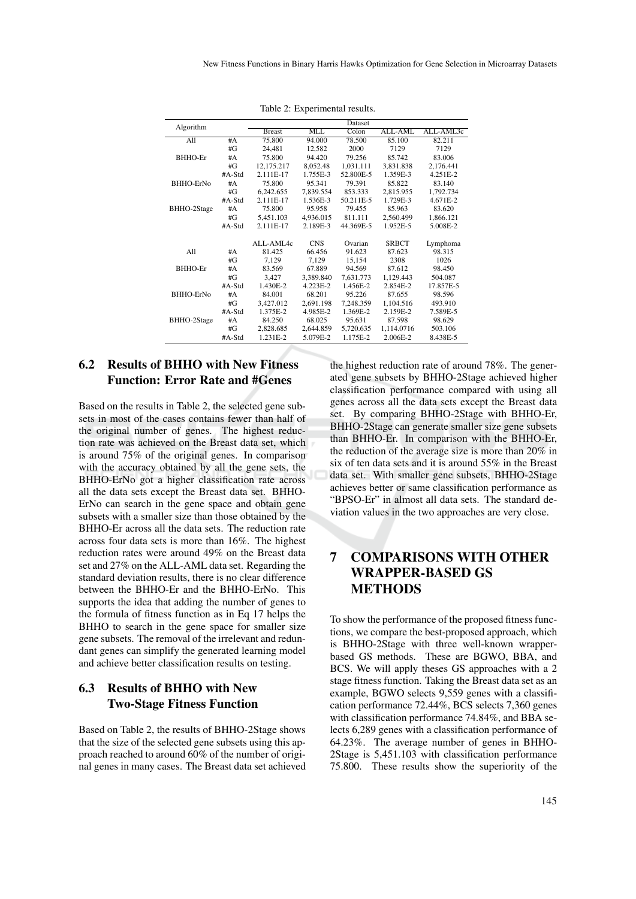Table 2: Experimental results.

| Algorithm | | Dataset | | | | |
|---|---|---|---|---|---|---|
| | | Breast | MLL | Colon | ALL-AML | ALL-AML3c |
| All | #A | 75.800 | 94.000 | 78.500 | 85.100 | 82.211 |
| | #G | 24,481 | 12,582 | 2000 | 7129 | 7129 |
| BHHO-Er | #A | 75.800 | 94.420 | 79.256 | 85.742 | 83.006 |
| | #G | 12,175.217 | 8,052.48 | 1,031.111 | 3,831.838 | 2,176.441 |
| | #A-Std | 2.111E-17 | 1.755E-3 | 52.800E-5 | 1.359E-3 | 4.251E-2 |
| BHHO-ErNo | #A | 75.800 | 95.341 | 79.391 | 85.822 | 83.140 |
| | #G | 6,242.655 | 7,839.554 | 853.333 | 2,815.955 | 1,792.734 |
| | #A-Std | 2.111E-17 | 1.536E-3 | 50.211E-5 | 1.729E-3 | 4.671E-2 |
| BHHO-2Stage | #A | 75.800 | 95.958 | 79.455 | 85.963 | 83.620 |
| | #G | 5,451.103 | 4,936.015 | 811.111 | 2,560.499 | 1,866.121 |
| | #A-Std | 2.111E-17 | 2.189E-3 | 44.369E-5 | 1.952E-5 | 5.008E-2 |
| | | ALL-AML4c | CNS | Ovarian | SRBCT | Lymphoma |
| All | #A | 81.425 | 66.456 | 91.623 | 87.623 | 98.315 |
| | #G | 7,129 | 7,129 | 15,154 | 2308 | 1026 |
| BHHO-Er | #A | 83.569 | 67.889 | 94.569 | 87.612 | 98.450 |
| | #G | 3,427 | 3,389.840 | 7,631.773 | 1,129.443 | 504.087 |
| | #A-Std | 1.430E-2 | 4.223E-2 | 1.456E-2 | 2.854E-2 | 17.857E-5 |
| BHHO-ErNo | #A | 84.001 | 68.201 | 95.226 | 87.655 | 98.596 |
| | #G | 3,427.012 | 2,691.198 | 7,248.359 | 1,104.516 | 493.910 |
| | #A-Std | 1.375E-2 | 4.985E-2 | 1.369E-2 | 2.159E-2 | 7.589E-5 |
| BHHO-2Stage | #A | 84.250 | 68.025 | 95.631 | 87.598 | 98.629 |
| | #G | 2,828.685 | 2,644.859 | 5,720.635 | 1,114.0716 | 503.106 |
| | #A-Std | 1.231E-2 | 5.079E-2 | 1.175E-2 | 2.006E-2 | 8.438E-5 |

### 6.2 Results of BHHO with New Fitness Function: Error Rate and #Genes

Based on the results in Table 2, the selected gene subsets in most of the cases contains fewer than half of the original number of genes. The highest reduction rate was achieved on the Breast data set, which is around 75% of the original genes. In comparison with the accuracy obtained by all the gene sets, the BHHO-ErNo got a higher classification rate across all the data sets except the Breast data set. BHHO-ErNo can search in the gene space and obtain gene subsets with a smaller size than those obtained by the BHHO-Er across all the data sets. The reduction rate across four data sets is more than 16%. The highest reduction rates were around 49% on the Breast data set and 27% on the ALL-AML data set. Regarding the standard deviation results, there is no clear difference between the BHHO-Er and the BHHO-ErNo. This supports the idea that adding the number of genes to the formula of fitness function as in Eq 17 helps the BHHO to search in the gene space for smaller size gene subsets. The removal of the irrelevant and redundant genes can simplify the generated learning model and achieve better classification results on testing.

### 6.3 Results of BHHO with New Two-Stage Fitness Function

Based on Table 2, the results of BHHO-2Stage shows that the size of the selected gene subsets using this approach reached to around 60% of the number of original genes in many cases. The Breast data set achieved the highest reduction rate of around 78%. The generated gene subsets by BHHO-2Stage achieved higher classification performance compared with using all genes across all the data sets except the Breast data set. By comparing BHHO-2Stage with BHHO-Er, BHHO-2Stage can generate smaller size gene subsets than BHHO-Er. In comparison with the BHHO-Er, the reduction of the average size is more than 20% in six of ten data sets and it is around 55% in the Breast data set. With smaller gene subsets, BHHO-2Stage achieves better or same classification performance as "BPSO-Er" in almost all data sets. The standard deviation values in the two approaches are very close.

## 7 COMPARISONS WITH OTHER WRAPPER-BASED GS METHODS

To show the performance of the proposed fitness functions, we compare the best-proposed approach, which is BHHO-2Stage with three well-known wrapper-based GS methods. These are BGWO, BBA, and BCS. We will apply theses GS approaches with a 2 stage fitness function. Taking the Breast data set as an example, BGWO selects 9,559 genes with a classification performance 72.44%, BCS selects 7,360 genes with classification performance 74.84%, and BBA selects 6,289 genes with a classification performance of 64.23%. The average number of genes in BHHO-2Stage is 5,451.103 with classification performance 75.800. These results show the superiority of the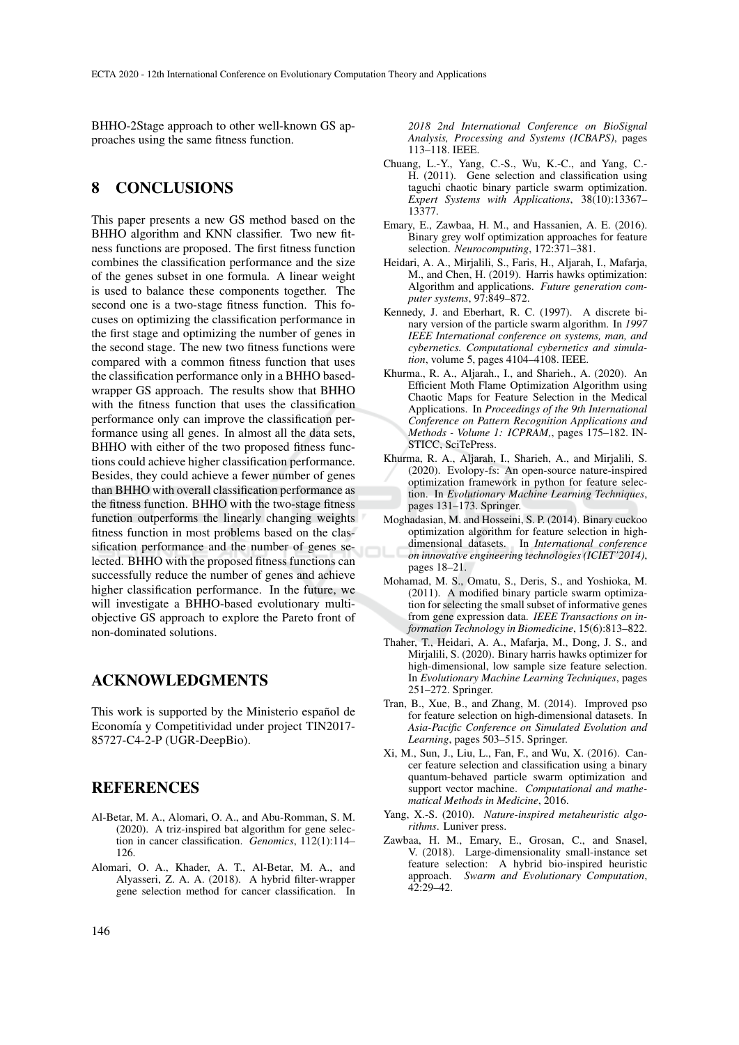BHHO-2Stage approach to other well-known GS approaches using the same fitness function.

## 8 CONCLUSIONS

This paper presents a new GS method based on the BHHO algorithm and KNN classifier. Two new fitness functions are proposed. The first fitness function combines the classification performance and the size of the genes subset in one formula. A linear weight is used to balance these components together. The second one is a two-stage fitness function. This focuses on optimizing the classification performance in the first stage and optimizing the number of genes in the second stage. The new two fitness functions were compared with a common fitness function that uses the classification performance only in a BHHO based-wrapper GS approach. The results show that BHHO with the fitness function that uses the classification performance only can improve the classification performance using all genes. In almost all the data sets, BHHO with either of the two proposed fitness functions could achieve higher classification performance. Besides, they could achieve a fewer number of genes than BHHO with overall classification performance as the fitness function. BHHO with the two-stage fitness function outperforms the linearly changing weights fitness function in most problems based on the classification performance and the number of genes selected. BHHO with the proposed fitness functions can successfully reduce the number of genes and achieve higher classification performance. In the future, we will investigate a BHHO-based evolutionary multi-objective GS approach to explore the Pareto front of non-dominated solutions.

## ACKNOWLEDGMENTS

This work is supported by the Ministerio español de Economía y Competitividad under project TIN2017-85727-C4-2-P (UGR-DeepBio).

## REFERENCES

Al-Betar, M. A., Alomari, O. A., and Abu-Romman, S. M. (2020). A triz-inspired bat algorithm for gene selection in cancer classification. *Genomics*, 112(1):114–126.

Alomari, O. A., Khader, A. T., Al-Betar, M. A., and Alyasseri, Z. A. A. (2018). A hybrid filter-wrapper gene selection method for cancer classification. In *2018 2nd International Conference on BioSignal Analysis, Processing and Systems (ICBAPS)*, pages 113–118. IEEE.

Chuang, L.-Y., Yang, C.-S., Wu, K.-C., and Yang, C.-H. (2011). Gene selection and classification using taguchi chaotic binary particle swarm optimization. *Expert Systems with Applications*, 38(10):13367–13377.

Emary, E., Zawbaa, H. M., and Hassanien, A. E. (2016). Binary grey wolf optimization approaches for feature selection. *Neurocomputing*, 172:371–381.

Heidari, A. A., Mirjalili, S., Faris, H., Aljarah, I., Mafarja, M., and Chen, H. (2019). Harris hawks optimization: Algorithm and applications. *Future generation computer systems*, 97:849–872.

Kennedy, J. and Eberhart, R. C. (1997). A discrete binary version of the particle swarm algorithm. In *1997 IEEE International conference on systems, man, and cybernetics. Computational cybernetics and simulation*, volume 5, pages 4104–4108. IEEE.

Khurma., R. A., Aljarah., I., and Sharieh., A. (2020). An Efficient Moth Flame Optimization Algorithm using Chaotic Maps for Feature Selection in the Medical Applications. In *Proceedings of the 9th International Conference on Pattern Recognition Applications and Methods - Volume 1: ICPRAM,*, pages 175–182. INSTICC, SciTePress.

Khurma, R. A., Aljarah, I., Sharieh, A., and Mirjalili, S. (2020). Evolopy-fs: An open-source nature-inspired optimization framework in python for feature selection. In *Evolutionary Machine Learning Techniques*, pages 131–173. Springer.

Moghadasian, M. and Hosseini, S. P. (2014). Binary cuckoo optimization algorithm for feature selection in high-dimensional datasets. In *International conference on innovative engineering technologies (ICIET'2014)*, pages 18–21.

Mohamad, M. S., Omatu, S., Deris, S., and Yoshioka, M. (2011). A modified binary particle swarm optimization for selecting the small subset of informative genes from gene expression data. *IEEE Transactions on information Technology in Biomedicine*, 15(6):813–822.

Thaher, T., Heidari, A. A., Mafarja, M., Dong, J. S., and Mirjalili, S. (2020). Binary harris hawks optimizer for high-dimensional, low sample size feature selection. In *Evolutionary Machine Learning Techniques*, pages 251–272. Springer.

Tran, B., Xue, B., and Zhang, M. (2014). Improved pso for feature selection on high-dimensional datasets. In *Asia-Pacific Conference on Simulated Evolution and Learning*, pages 503–515. Springer.

Xi, M., Sun, J., Liu, L., Fan, F., and Wu, X. (2016). Cancer feature selection and classification using a binary quantum-behaved particle swarm optimization and support vector machine. *Computational and mathematical Methods in Medicine*, 2016.

Yang, X.-S. (2010). *Nature-inspired metaheuristic algorithms*. Luniver press.

Zawbaa, H. M., Emary, E., Grosan, C., and Snasel, V. (2018). Large-dimensionality small-instance set feature selection: A hybrid bio-inspired heuristic approach. *Swarm and Evolutionary Computation*, 42:29–42.